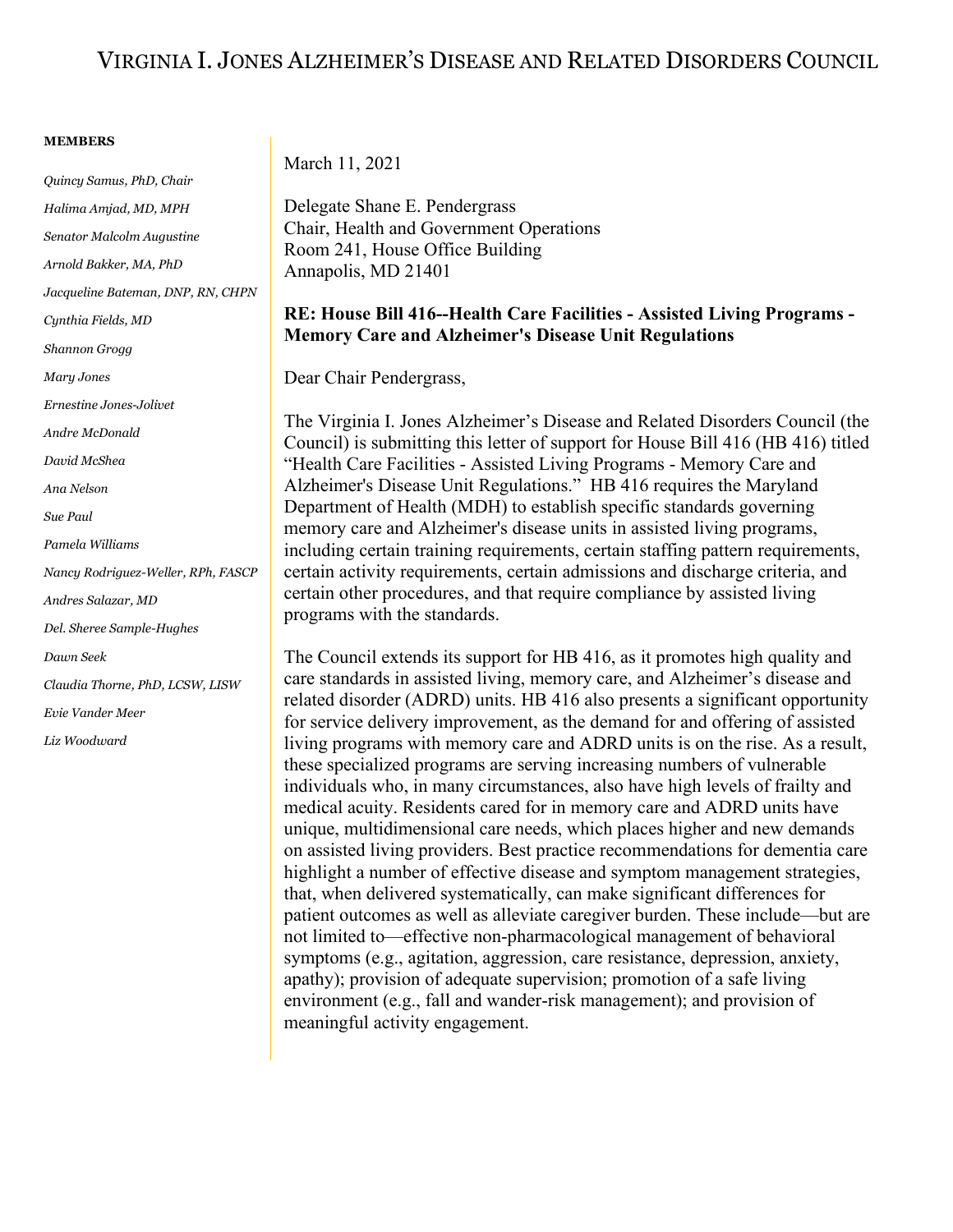# VIRGINIA I. JONES ALZHEIMER'S DISEASE AND RELATED DISORDERS COUNCIL

**MEMBERS**

*Quincy Samus, PhD, Chair*
*Halima Amjad, MD, MPH*
*Senator Malcolm Augustine*
*Arnold Bakker, MA, PhD*
*Jacqueline Bateman, DNP, RN, CHPN*
*Cynthia Fields, MD*
*Shannon Grogg*
*Mary Jones*
*Ernestine Jones-Jolivet*
*Andre McDonald*
*David McShea*
*Ana Nelson*
*Sue Paul*
*Pamela Williams*
*Nancy Rodriguez-Weller, RPh, FASCP*
*Andres Salazar, MD*
*Del. Sheree Sample-Hughes*
*Dawn Seek*
*Claudia Thorne, PhD, LCSW, LISW*
*Evie Vander Meer*
*Liz Woodward*

March 11, 2021

Delegate Shane E. Pendergrass
Chair, Health and Government Operations
Room 241, House Office Building
Annapolis, MD 21401

**RE: House Bill 416--Health Care Facilities - Assisted Living Programs - Memory Care and Alzheimer's Disease Unit Regulations**

Dear Chair Pendergrass,

The Virginia I. Jones Alzheimer's Disease and Related Disorders Council (the Council) is submitting this letter of support for House Bill 416 (HB 416) titled "Health Care Facilities - Assisted Living Programs - Memory Care and Alzheimer's Disease Unit Regulations." HB 416 requires the Maryland Department of Health (MDH) to establish specific standards governing memory care and Alzheimer's disease units in assisted living programs, including certain training requirements, certain staffing pattern requirements, certain activity requirements, certain admissions and discharge criteria, and certain other procedures, and that require compliance by assisted living programs with the standards.

The Council extends its support for HB 416, as it promotes high quality and care standards in assisted living, memory care, and Alzheimer's disease and related disorder (ADRD) units. HB 416 also presents a significant opportunity for service delivery improvement, as the demand for and offering of assisted living programs with memory care and ADRD units is on the rise. As a result, these specialized programs are serving increasing numbers of vulnerable individuals who, in many circumstances, also have high levels of frailty and medical acuity. Residents cared for in memory care and ADRD units have unique, multidimensional care needs, which places higher and new demands on assisted living providers. Best practice recommendations for dementia care highlight a number of effective disease and symptom management strategies, that, when delivered systematically, can make significant differences for patient outcomes as well as alleviate caregiver burden. These include—but are not limited to—effective non-pharmacological management of behavioral symptoms (e.g., agitation, aggression, care resistance, depression, anxiety, apathy); provision of adequate supervision; promotion of a safe living environment (e.g., fall and wander-risk management); and provision of meaningful activity engagement.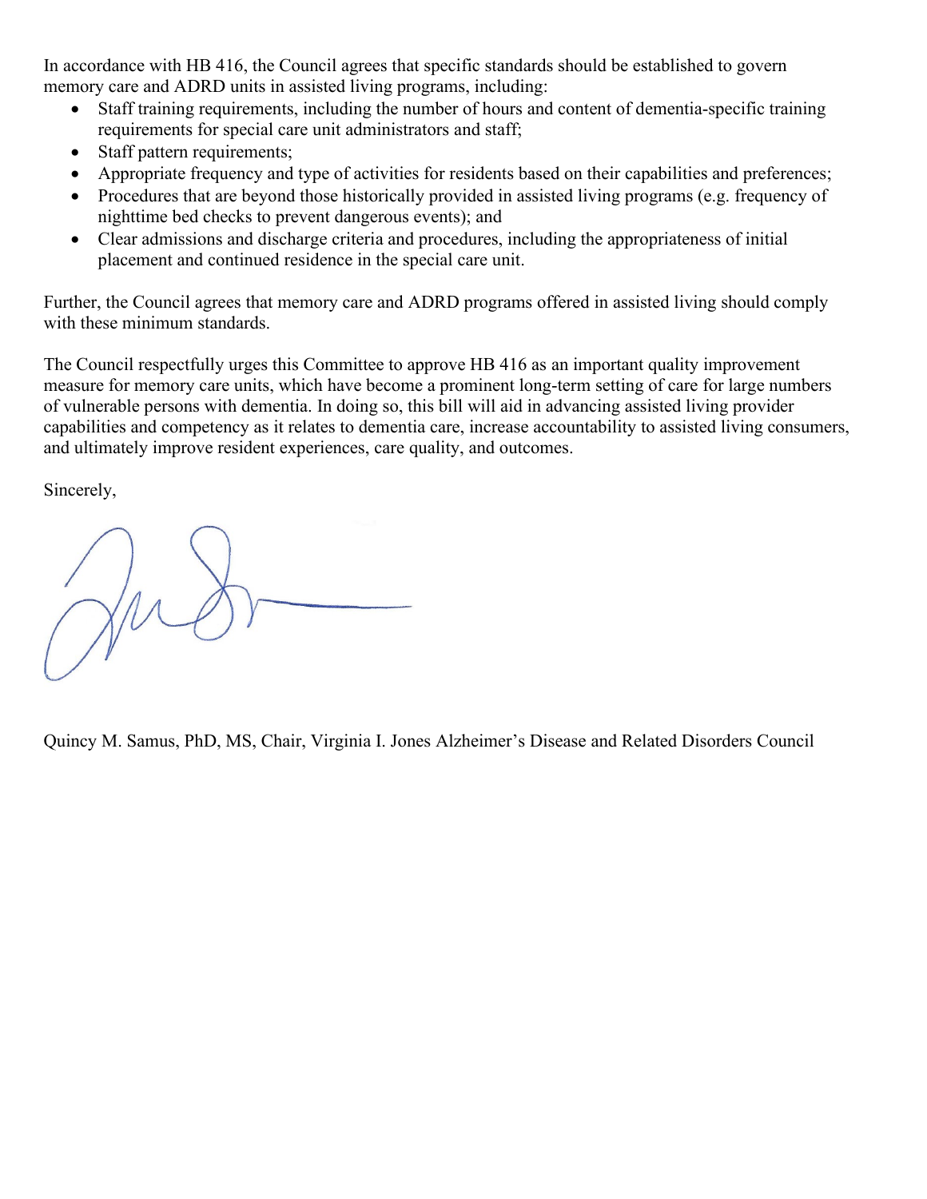In accordance with HB 416, the Council agrees that specific standards should be established to govern memory care and ADRD units in assisted living programs, including:

- Staff training requirements, including the number of hours and content of dementia-specific training requirements for special care unit administrators and staff;
- Staff pattern requirements;
- Appropriate frequency and type of activities for residents based on their capabilities and preferences;
- Procedures that are beyond those historically provided in assisted living programs (e.g. frequency of nighttime bed checks to prevent dangerous events); and
- Clear admissions and discharge criteria and procedures, including the appropriateness of initial placement and continued residence in the special care unit.

Further, the Council agrees that memory care and ADRD programs offered in assisted living should comply with these minimum standards.

The Council respectfully urges this Committee to approve HB 416 as an important quality improvement measure for memory care units, which have become a prominent long-term setting of care for large numbers of vulnerable persons with dementia. In doing so, this bill will aid in advancing assisted living provider capabilities and competency as it relates to dementia care, increase accountability to assisted living consumers, and ultimately improve resident experiences, care quality, and outcomes.

Sincerely,

Quincy M. Samus, PhD, MS, Chair, Virginia I. Jones Alzheimer's Disease and Related Disorders Council